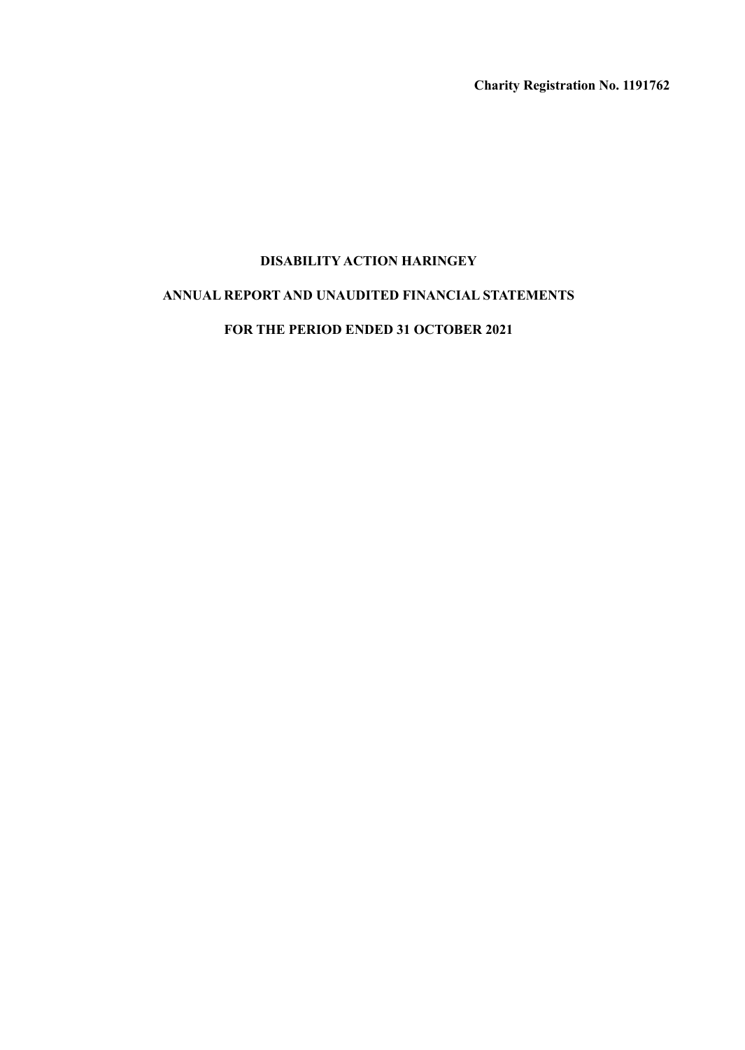**Charity Registration No. 1191762**

# DISABILITY ACTION HARINGEY

## ANNUAL REPORT AND UNAUDITED FINANCIAL STATEMENTS

## FOR THE PERIOD ENDED 31 OCTOBER 2021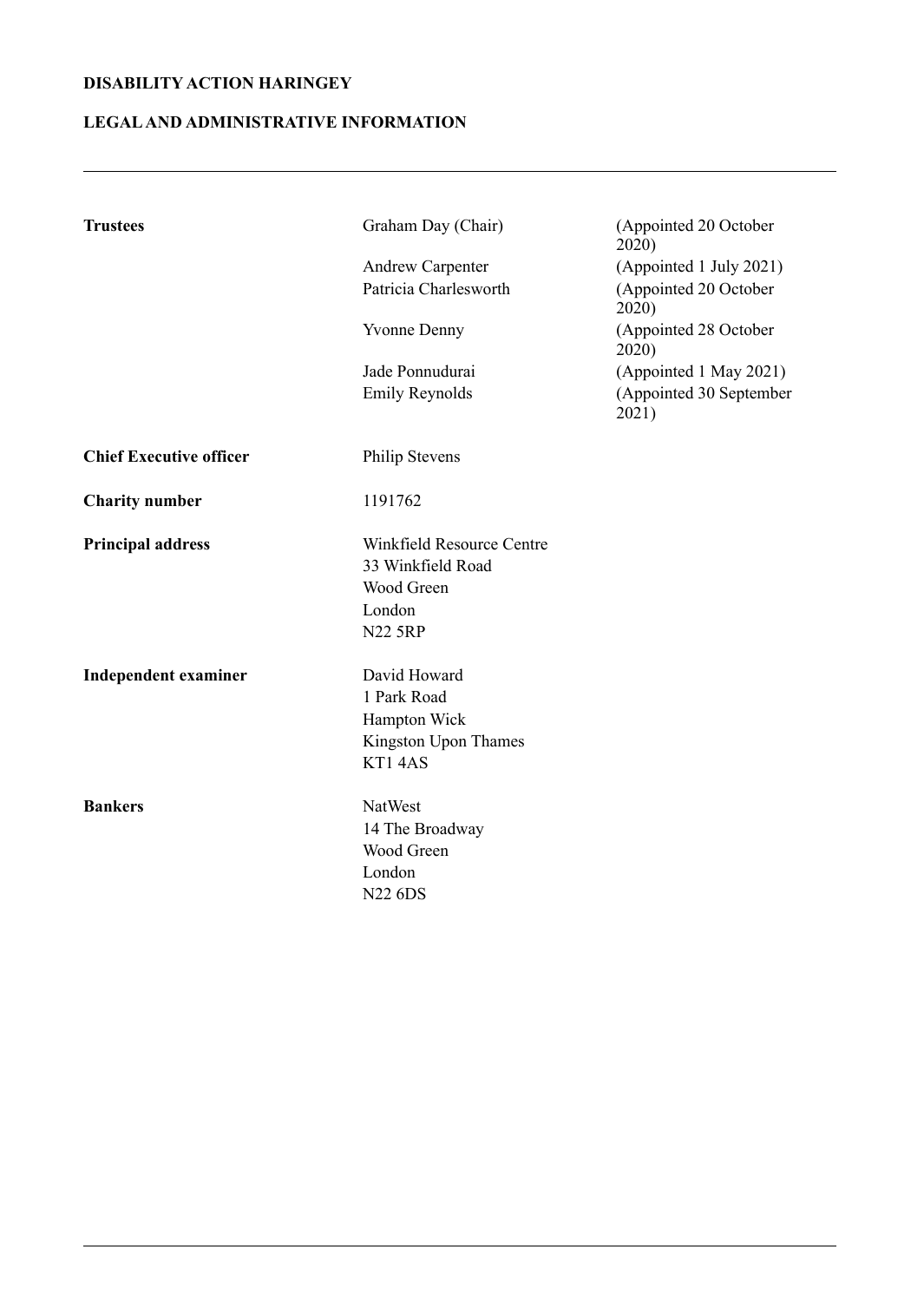**DISABILITY ACTION HARINGEY**

**LEGAL AND ADMINISTRATIVE INFORMATION**

---

| | | |
|---|---|---|
| **Trustees** | Graham Day (Chair) | (Appointed 20 October 2020) |
| | Andrew Carpenter | (Appointed 1 July 2021) |
| | Patricia Charlesworth | (Appointed 20 October 2020) |
| | Yvonne Denny | (Appointed 28 October 2020) |
| | Jade Ponnudurai | (Appointed 1 May 2021) |
| | Emily Reynolds | (Appointed 30 September 2021) |
| **Chief Executive officer** | Philip Stevens | |
| **Charity number** | 1191762 | |
| **Principal address** | Winkfield Resource Centre<br>33 Winkfield Road<br>Wood Green<br>London<br>N22 5RP | |
| **Independent examiner** | David Howard<br>1 Park Road<br>Hampton Wick<br>Kingston Upon Thames<br>KT1 4AS | |
| **Bankers** | NatWest<br>14 The Broadway<br>Wood Green<br>London<br>N22 6DS | |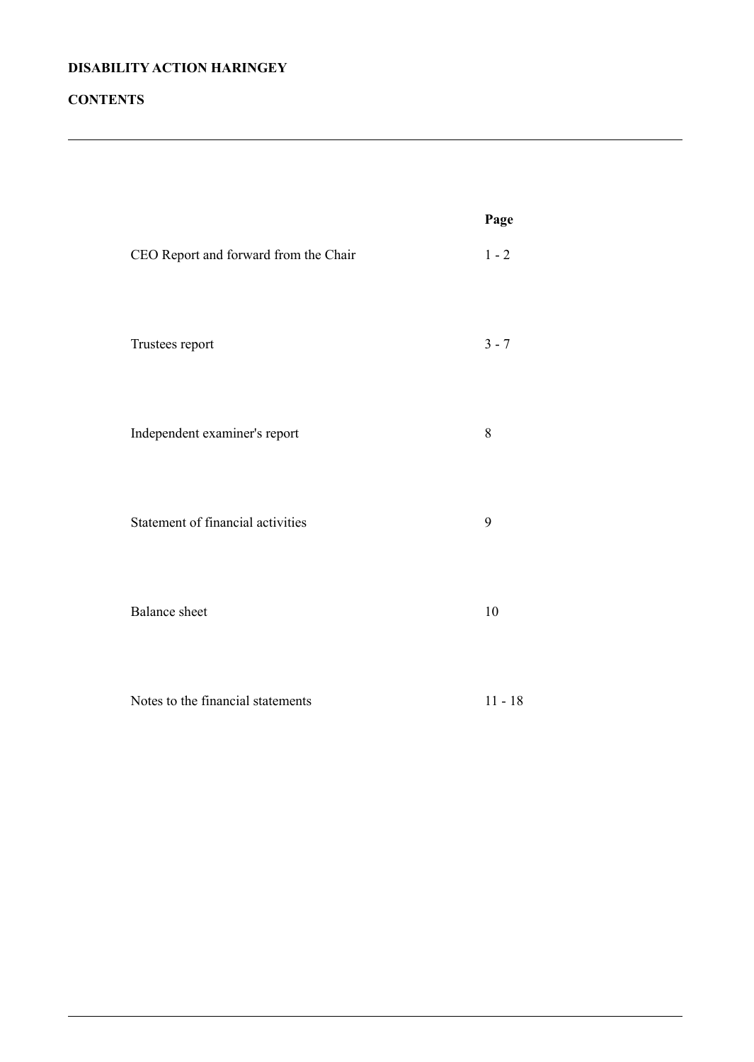**DISABILITY ACTION HARINGEY**

**CONTENTS**

| | **Page** |
|---|---|
| CEO Report and forward from the Chair | 1 - 2 |
| Trustees report | 3 - 7 |
| Independent examiner's report | 8 |
| Statement of financial activities | 9 |
| Balance sheet | 10 |
| Notes to the financial statements | 11 - 18 |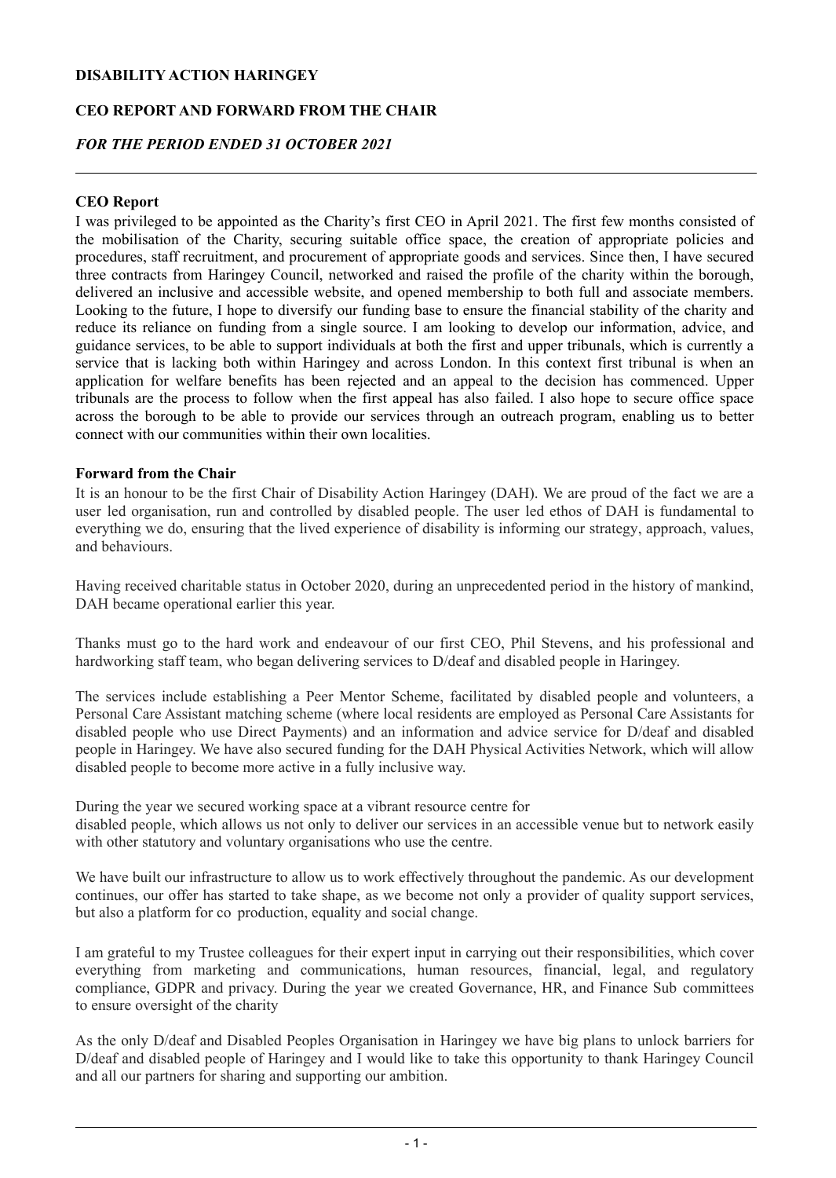**DISABILITY ACTION HARINGEY**

**CEO REPORT AND FORWARD FROM THE CHAIR**

***FOR THE PERIOD ENDED 31 OCTOBER 2021***

---

**CEO Report**

I was privileged to be appointed as the Charity's first CEO in April 2021. The first few months consisted of the mobilisation of the Charity, securing suitable office space, the creation of appropriate policies and procedures, staff recruitment, and procurement of appropriate goods and services. Since then, I have secured three contracts from Haringey Council, networked and raised the profile of the charity within the borough, delivered an inclusive and accessible website, and opened membership to both full and associate members. Looking to the future, I hope to diversify our funding base to ensure the financial stability of the charity and reduce its reliance on funding from a single source. I am looking to develop our information, advice, and guidance services, to be able to support individuals at both the first and upper tribunals, which is currently a service that is lacking both within Haringey and across London. In this context first tribunal is when an application for welfare benefits has been rejected and an appeal to the decision has commenced. Upper tribunals are the process to follow when the first appeal has also failed. I also hope to secure office space across the borough to be able to provide our services through an outreach program, enabling us to better connect with our communities within their own localities.

**Forward from the Chair**

It is an honour to be the first Chair of Disability Action Haringey (DAH). We are proud of the fact we are a user led organisation, run and controlled by disabled people. The user led ethos of DAH is fundamental to everything we do, ensuring that the lived experience of disability is informing our strategy, approach, values, and behaviours.

Having received charitable status in October 2020, during an unprecedented period in the history of mankind, DAH became operational earlier this year.

Thanks must go to the hard work and endeavour of our first CEO, Phil Stevens, and his professional and hardworking staff team, who began delivering services to D/deaf and disabled people in Haringey.

The services include establishing a Peer Mentor Scheme, facilitated by disabled people and volunteers, a Personal Care Assistant matching scheme (where local residents are employed as Personal Care Assistants for disabled people who use Direct Payments) and an information and advice service for D/deaf and disabled people in Haringey. We have also secured funding for the DAH Physical Activities Network, which will allow disabled people to become more active in a fully inclusive way.

During the year we secured working space at a vibrant resource centre for disabled people, which allows us not only to deliver our services in an accessible venue but to network easily with other statutory and voluntary organisations who use the centre.

We have built our infrastructure to allow us to work effectively throughout the pandemic. As our development continues, our offer has started to take shape, as we become not only a provider of quality support services, but also a platform for co production, equality and social change.

I am grateful to my Trustee colleagues for their expert input in carrying out their responsibilities, which cover everything from marketing and communications, human resources, financial, legal, and regulatory compliance, GDPR and privacy. During the year we created Governance, HR, and Finance Sub committees to ensure oversight of the charity

As the only D/deaf and Disabled Peoples Organisation in Haringey we have big plans to unlock barriers for D/deaf and disabled people of Haringey and I would like to take this opportunity to thank Haringey Council and all our partners for sharing and supporting our ambition.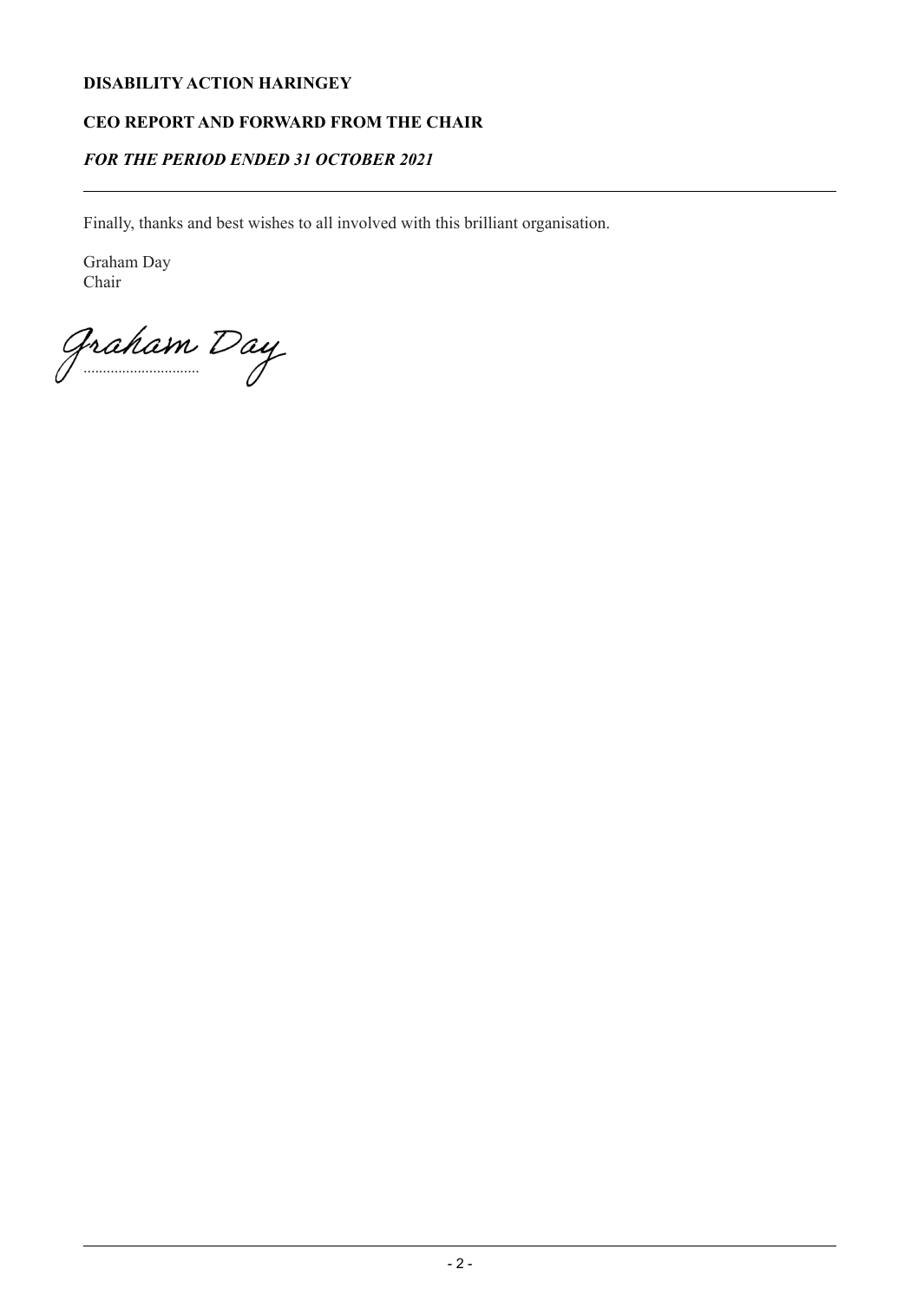Finally, thanks and best wishes to all involved with this brilliant organisation.

Graham Day
Chair

Graham Day
..............................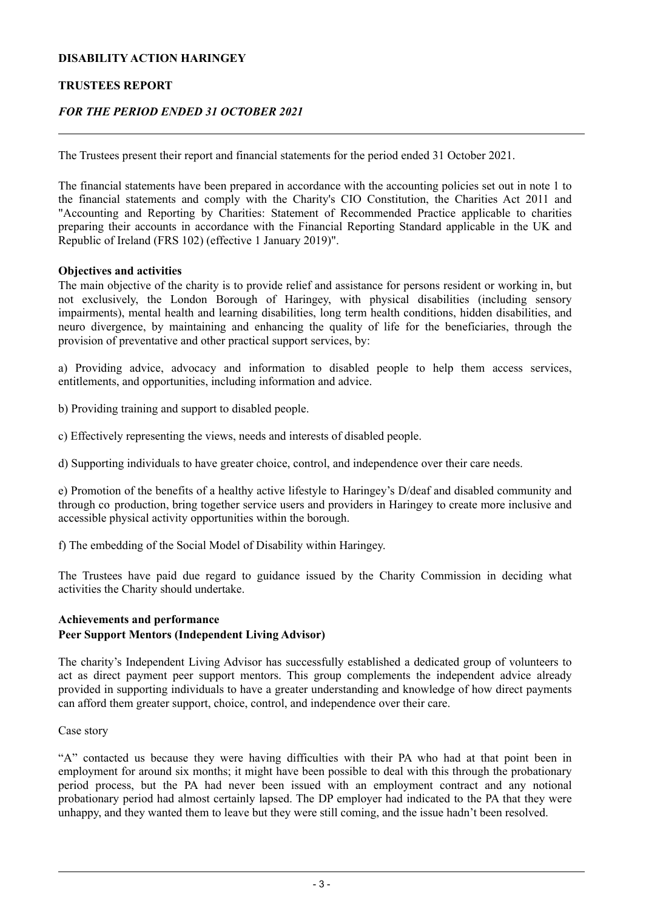**DISABILITY ACTION HARINGEY**

**TRUSTEES REPORT**

***FOR THE PERIOD ENDED 31 OCTOBER 2021***

The Trustees present their report and financial statements for the period ended 31 October 2021.

The financial statements have been prepared in accordance with the accounting policies set out in note 1 to the financial statements and comply with the Charity's CIO Constitution, the Charities Act 2011 and "Accounting and Reporting by Charities: Statement of Recommended Practice applicable to charities preparing their accounts in accordance with the Financial Reporting Standard applicable in the UK and Republic of Ireland (FRS 102) (effective 1 January 2019)".

**Objectives and activities**

The main objective of the charity is to provide relief and assistance for persons resident or working in, but not exclusively, the London Borough of Haringey, with physical disabilities (including sensory impairments), mental health and learning disabilities, long term health conditions, hidden disabilities, and neuro divergence, by maintaining and enhancing the quality of life for the beneficiaries, through the provision of preventative and other practical support services, by:

a) Providing advice, advocacy and information to disabled people to help them access services, entitlements, and opportunities, including information and advice.

b) Providing training and support to disabled people.

c) Effectively representing the views, needs and interests of disabled people.

d) Supporting individuals to have greater choice, control, and independence over their care needs.

e) Promotion of the benefits of a healthy active lifestyle to Haringey's D/deaf and disabled community and through co production, bring together service users and providers in Haringey to create more inclusive and accessible physical activity opportunities within the borough.

f) The embedding of the Social Model of Disability within Haringey.

The Trustees have paid due regard to guidance issued by the Charity Commission in deciding what activities the Charity should undertake.

**Achievements and performance**

**Peer Support Mentors (Independent Living Advisor)**

The charity's Independent Living Advisor has successfully established a dedicated group of volunteers to act as direct payment peer support mentors. This group complements the independent advice already provided in supporting individuals to have a greater understanding and knowledge of how direct payments can afford them greater support, choice, control, and independence over their care.

Case story

"A" contacted us because they were having difficulties with their PA who had at that point been in employment for around six months; it might have been possible to deal with this through the probationary period process, but the PA had never been issued with an employment contract and any notional probationary period had almost certainly lapsed. The DP employer had indicated to the PA that they were unhappy, and they wanted them to leave but they were still coming, and the issue hadn't been resolved.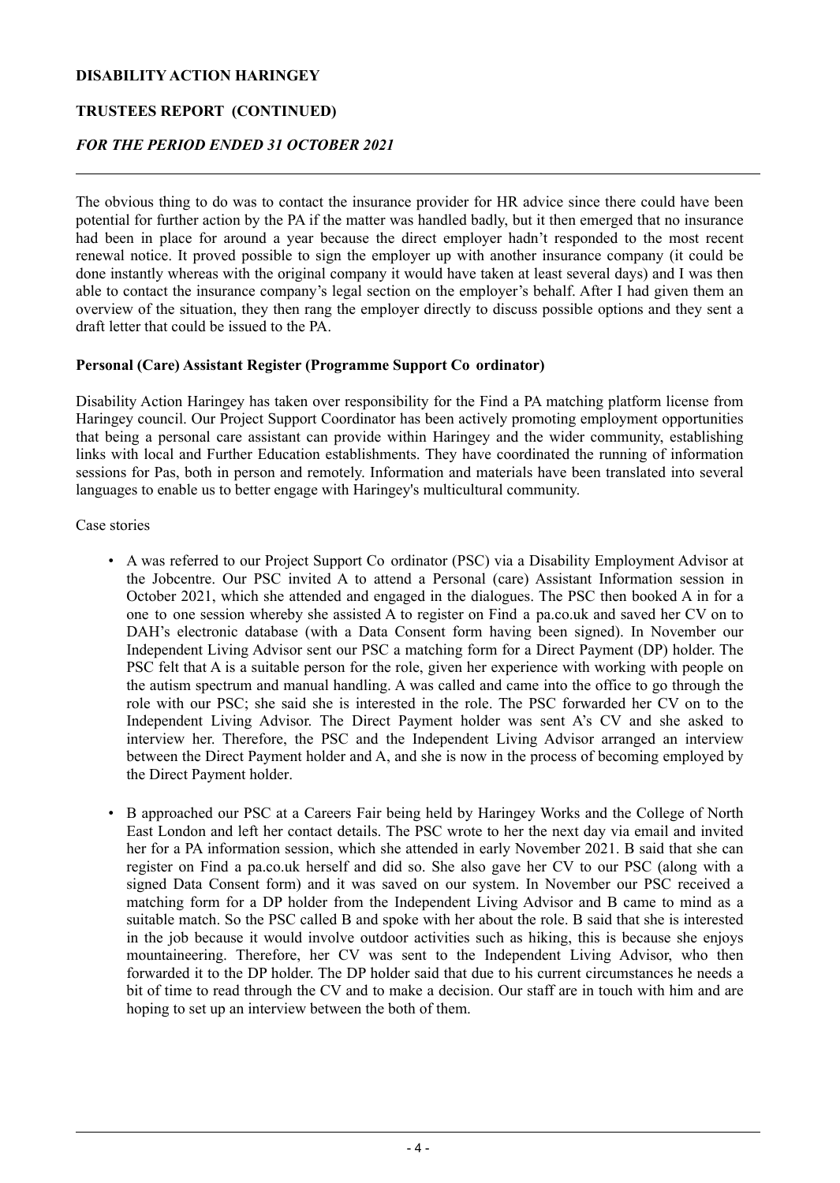The obvious thing to do was to contact the insurance provider for HR advice since there could have been potential for further action by the PA if the matter was handled badly, but it then emerged that no insurance had been in place for around a year because the direct employer hadn't responded to the most recent renewal notice. It proved possible to sign the employer up with another insurance company (it could be done instantly whereas with the original company it would have taken at least several days) and I was then able to contact the insurance company's legal section on the employer's behalf. After I had given them an overview of the situation, they then rang the employer directly to discuss possible options and they sent a draft letter that could be issued to the PA.

**Personal (Care) Assistant Register (Programme Support Co ordinator)**

Disability Action Haringey has taken over responsibility for the Find a PA matching platform license from Haringey council. Our Project Support Coordinator has been actively promoting employment opportunities that being a personal care assistant can provide within Haringey and the wider community, establishing links with local and Further Education establishments. They have coordinated the running of information sessions for Pas, both in person and remotely. Information and materials have been translated into several languages to enable us to better engage with Haringey's multicultural community.

Case stories

- A was referred to our Project Support Co ordinator (PSC) via a Disability Employment Advisor at the Jobcentre. Our PSC invited A to attend a Personal (care) Assistant Information session in October 2021, which she attended and engaged in the dialogues. The PSC then booked A in for a one to one session whereby she assisted A to register on Find a pa.co.uk and saved her CV on to DAH's electronic database (with a Data Consent form having been signed). In November our Independent Living Advisor sent our PSC a matching form for a Direct Payment (DP) holder. The PSC felt that A is a suitable person for the role, given her experience with working with people on the autism spectrum and manual handling. A was called and came into the office to go through the role with our PSC; she said she is interested in the role. The PSC forwarded her CV on to the Independent Living Advisor. The Direct Payment holder was sent A's CV and she asked to interview her. Therefore, the PSC and the Independent Living Advisor arranged an interview between the Direct Payment holder and A, and she is now in the process of becoming employed by the Direct Payment holder.

- B approached our PSC at a Careers Fair being held by Haringey Works and the College of North East London and left her contact details. The PSC wrote to her the next day via email and invited her for a PA information session, which she attended in early November 2021. B said that she can register on Find a pa.co.uk herself and did so. She also gave her CV to our PSC (along with a signed Data Consent form) and it was saved on our system. In November our PSC received a matching form for a DP holder from the Independent Living Advisor and B came to mind as a suitable match. So the PSC called B and spoke with her about the role. B said that she is interested in the job because it would involve outdoor activities such as hiking, this is because she enjoys mountaineering. Therefore, her CV was sent to the Independent Living Advisor, who then forwarded it to the DP holder. The DP holder said that due to his current circumstances he needs a bit of time to read through the CV and to make a decision. Our staff are in touch with him and are hoping to set up an interview between the both of them.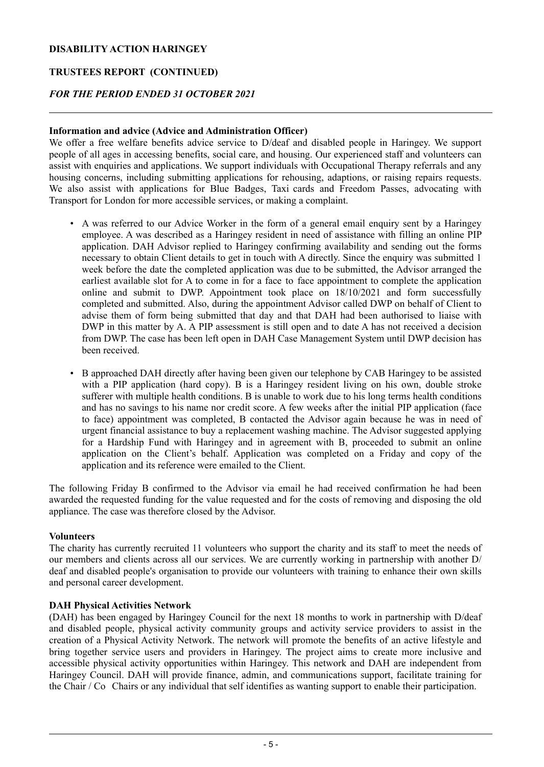**DISABILITY ACTION HARINGEY**

**TRUSTEES REPORT (CONTINUED)**

***FOR THE PERIOD ENDED 31 OCTOBER 2021***

**Information and advice (Advice and Administration Officer)**

We offer a free welfare benefits advice service to D/deaf and disabled people in Haringey. We support people of all ages in accessing benefits, social care, and housing. Our experienced staff and volunteers can assist with enquiries and applications. We support individuals with Occupational Therapy referrals and any housing concerns, including submitting applications for rehousing, adaptions, or raising repairs requests. We also assist with applications for Blue Badges, Taxi cards and Freedom Passes, advocating with Transport for London for more accessible services, or making a complaint.

- A was referred to our Advice Worker in the form of a general email enquiry sent by a Haringey employee. A was described as a Haringey resident in need of assistance with filling an online PIP application. DAH Advisor replied to Haringey confirming availability and sending out the forms necessary to obtain Client details to get in touch with A directly. Since the enquiry was submitted 1 week before the date the completed application was due to be submitted, the Advisor arranged the earliest available slot for A to come in for a face to face appointment to complete the application online and submit to DWP. Appointment took place on 18/10/2021 and form successfully completed and submitted. Also, during the appointment Advisor called DWP on behalf of Client to advise them of form being submitted that day and that DAH had been authorised to liaise with DWP in this matter by A. A PIP assessment is still open and to date A has not received a decision from DWP. The case has been left open in DAH Case Management System until DWP decision has been received.

- B approached DAH directly after having been given our telephone by CAB Haringey to be assisted with a PIP application (hard copy). B is a Haringey resident living on his own, double stroke sufferer with multiple health conditions. B is unable to work due to his long terms health conditions and has no savings to his name nor credit score. A few weeks after the initial PIP application (face to face) appointment was completed, B contacted the Advisor again because he was in need of urgent financial assistance to buy a replacement washing machine. The Advisor suggested applying for a Hardship Fund with Haringey and in agreement with B, proceeded to submit an online application on the Client's behalf. Application was completed on a Friday and copy of the application and its reference were emailed to the Client.

The following Friday B confirmed to the Advisor via email he had received confirmation he had been awarded the requested funding for the value requested and for the costs of removing and disposing the old appliance. The case was therefore closed by the Advisor.

**Volunteers**

The charity has currently recruited 11 volunteers who support the charity and its staff to meet the needs of our members and clients across all our services. We are currently working in partnership with another D/deaf and disabled people's organisation to provide our volunteers with training to enhance their own skills and personal career development.

**DAH Physical Activities Network**

(DAH) has been engaged by Haringey Council for the next 18 months to work in partnership with D/deaf and disabled people, physical activity community groups and activity service providers to assist in the creation of a Physical Activity Network. The network will promote the benefits of an active lifestyle and bring together service users and providers in Haringey. The project aims to create more inclusive and accessible physical activity opportunities within Haringey. This network and DAH are independent from Haringey Council. DAH will provide finance, admin, and communications support, facilitate training for the Chair / Co Chairs or any individual that self identifies as wanting support to enable their participation.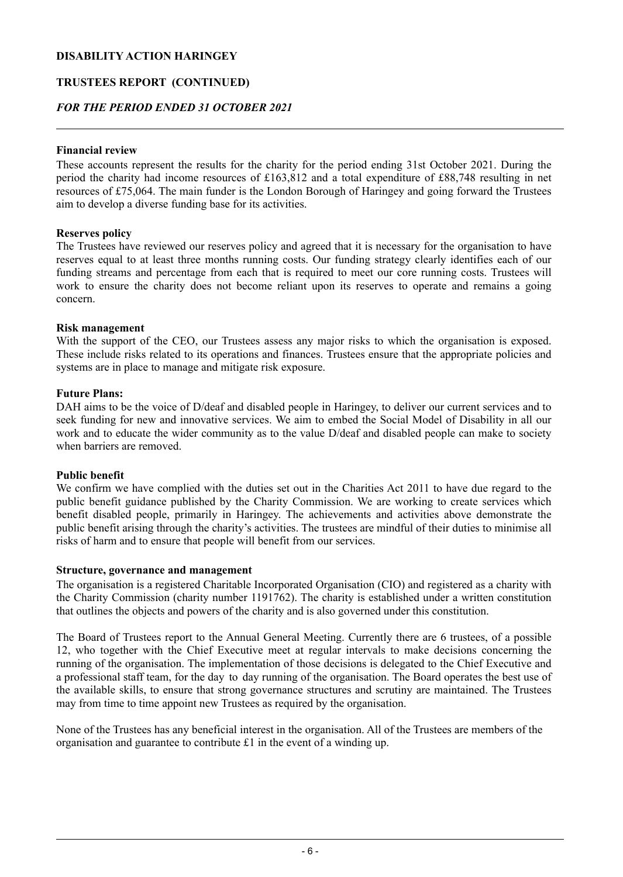## Financial review

These accounts represent the results for the charity for the period ending 31st October 2021. During the period the charity had income resources of £163,812 and a total expenditure of £88,748 resulting in net resources of £75,064. The main funder is the London Borough of Haringey and going forward the Trustees aim to develop a diverse funding base for its activities.

## Reserves policy

The Trustees have reviewed our reserves policy and agreed that it is necessary for the organisation to have reserves equal to at least three months running costs. Our funding strategy clearly identifies each of our funding streams and percentage from each that is required to meet our core running costs. Trustees will work to ensure the charity does not become reliant upon its reserves to operate and remains a going concern.

## Risk management

With the support of the CEO, our Trustees assess any major risks to which the organisation is exposed. These include risks related to its operations and finances. Trustees ensure that the appropriate policies and systems are in place to manage and mitigate risk exposure.

## Future Plans:

DAH aims to be the voice of D/deaf and disabled people in Haringey, to deliver our current services and to seek funding for new and innovative services. We aim to embed the Social Model of Disability in all our work and to educate the wider community as to the value D/deaf and disabled people can make to society when barriers are removed.

## Public benefit

We confirm we have complied with the duties set out in the Charities Act 2011 to have due regard to the public benefit guidance published by the Charity Commission. We are working to create services which benefit disabled people, primarily in Haringey. The achievements and activities above demonstrate the public benefit arising through the charity's activities. The trustees are mindful of their duties to minimise all risks of harm and to ensure that people will benefit from our services.

## Structure, governance and management

The organisation is a registered Charitable Incorporated Organisation (CIO) and registered as a charity with the Charity Commission (charity number 1191762). The charity is established under a written constitution that outlines the objects and powers of the charity and is also governed under this constitution.

The Board of Trustees report to the Annual General Meeting. Currently there are 6 trustees, of a possible 12, who together with the Chief Executive meet at regular intervals to make decisions concerning the running of the organisation. The implementation of those decisions is delegated to the Chief Executive and a professional staff team, for the day to day running of the organisation. The Board operates the best use of the available skills, to ensure that strong governance structures and scrutiny are maintained. The Trustees may from time to time appoint new Trustees as required by the organisation.

None of the Trustees has any beneficial interest in the organisation. All of the Trustees are members of the organisation and guarantee to contribute £1 in the event of a winding up.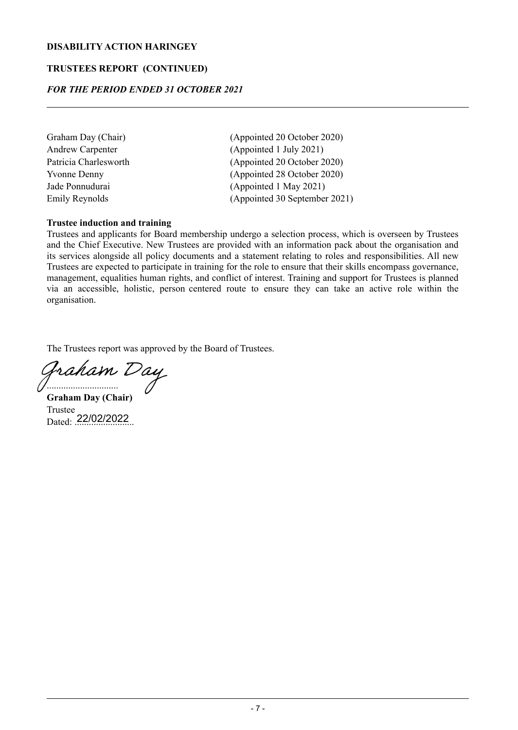**DISABILITY ACTION HARINGEY**

**TRUSTEES REPORT (CONTINUED)**

***FOR THE PERIOD ENDED 31 OCTOBER 2021***

| | |
|---|---|
| Graham Day (Chair) | (Appointed 20 October 2020) |
| Andrew Carpenter | (Appointed 1 July 2021) |
| Patricia Charlesworth | (Appointed 20 October 2020) |
| Yvonne Denny | (Appointed 28 October 2020) |
| Jade Ponnudurai | (Appointed 1 May 2021) |
| Emily Reynolds | (Appointed 30 September 2021) |

**Trustee induction and training**

Trustees and applicants for Board membership undergo a selection process, which is overseen by Trustees and the Chief Executive. New Trustees are provided with an information pack about the organisation and its services alongside all policy documents and a statement relating to roles and responsibilities. All new Trustees are expected to participate in training for the role to ensure that their skills encompass governance, management, equalities human rights, and conflict of interest. Training and support for Trustees is planned via an accessible, holistic, person centered route to ensure they can take an active role within the organisation.

The Trustees report was approved by the Board of Trustees.

Graham Day
..............................

**Graham Day (Chair)**

Trustee

Dated: 22/02/2022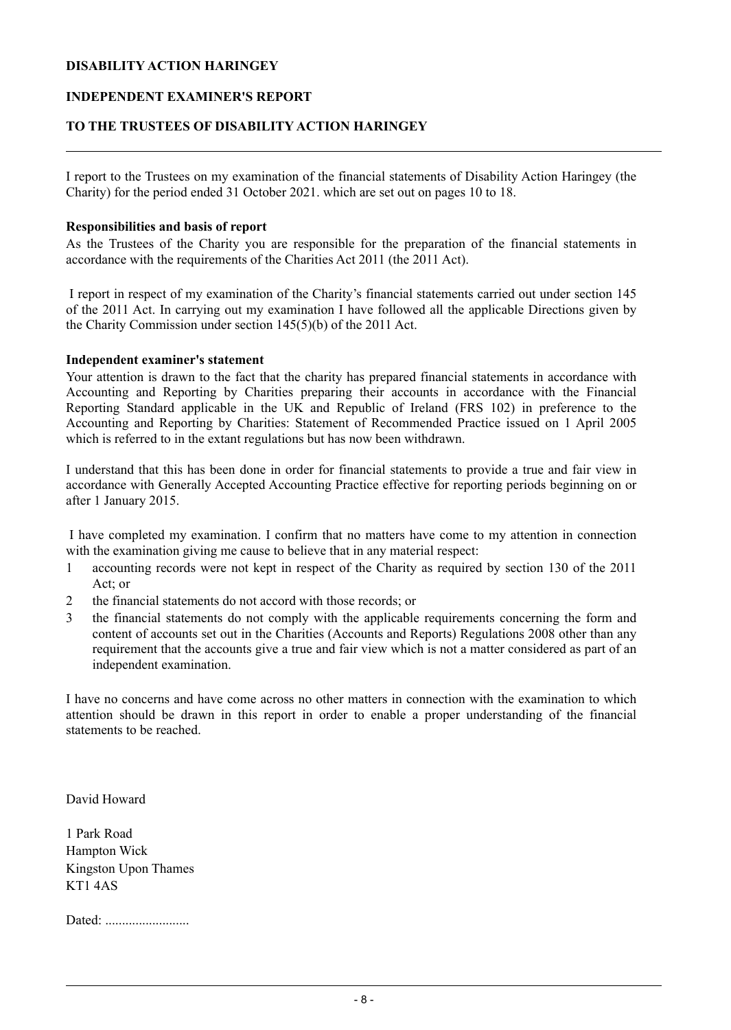**DISABILITY ACTION HARINGEY**

**INDEPENDENT EXAMINER'S REPORT**

**TO THE TRUSTEES OF DISABILITY ACTION HARINGEY**

---

I report to the Trustees on my examination of the financial statements of Disability Action Haringey (the Charity) for the period ended 31 October 2021. which are set out on pages 10 to 18.

**Responsibilities and basis of report**

As the Trustees of the Charity you are responsible for the preparation of the financial statements in accordance with the requirements of the Charities Act 2011 (the 2011 Act).

I report in respect of my examination of the Charity's financial statements carried out under section 145 of the 2011 Act. In carrying out my examination I have followed all the applicable Directions given by the Charity Commission under section 145(5)(b) of the 2011 Act.

**Independent examiner's statement**

Your attention is drawn to the fact that the charity has prepared financial statements in accordance with Accounting and Reporting by Charities preparing their accounts in accordance with the Financial Reporting Standard applicable in the UK and Republic of Ireland (FRS 102) in preference to the Accounting and Reporting by Charities: Statement of Recommended Practice issued on 1 April 2005 which is referred to in the extant regulations but has now been withdrawn.

I understand that this has been done in order for financial statements to provide a true and fair view in accordance with Generally Accepted Accounting Practice effective for reporting periods beginning on or after 1 January 2015.

I have completed my examination. I confirm that no matters have come to my attention in connection with the examination giving me cause to believe that in any material respect:

1. accounting records were not kept in respect of the Charity as required by section 130 of the 2011 Act; or
2. the financial statements do not accord with those records; or
3. the financial statements do not comply with the applicable requirements concerning the form and content of accounts set out in the Charities (Accounts and Reports) Regulations 2008 other than any requirement that the accounts give a true and fair view which is not a matter considered as part of an independent examination.

I have no concerns and have come across no other matters in connection with the examination to which attention should be drawn in this report in order to enable a proper understanding of the financial statements to be reached.

David Howard

1 Park Road
Hampton Wick
Kingston Upon Thames
KT1 4AS

Dated: .........................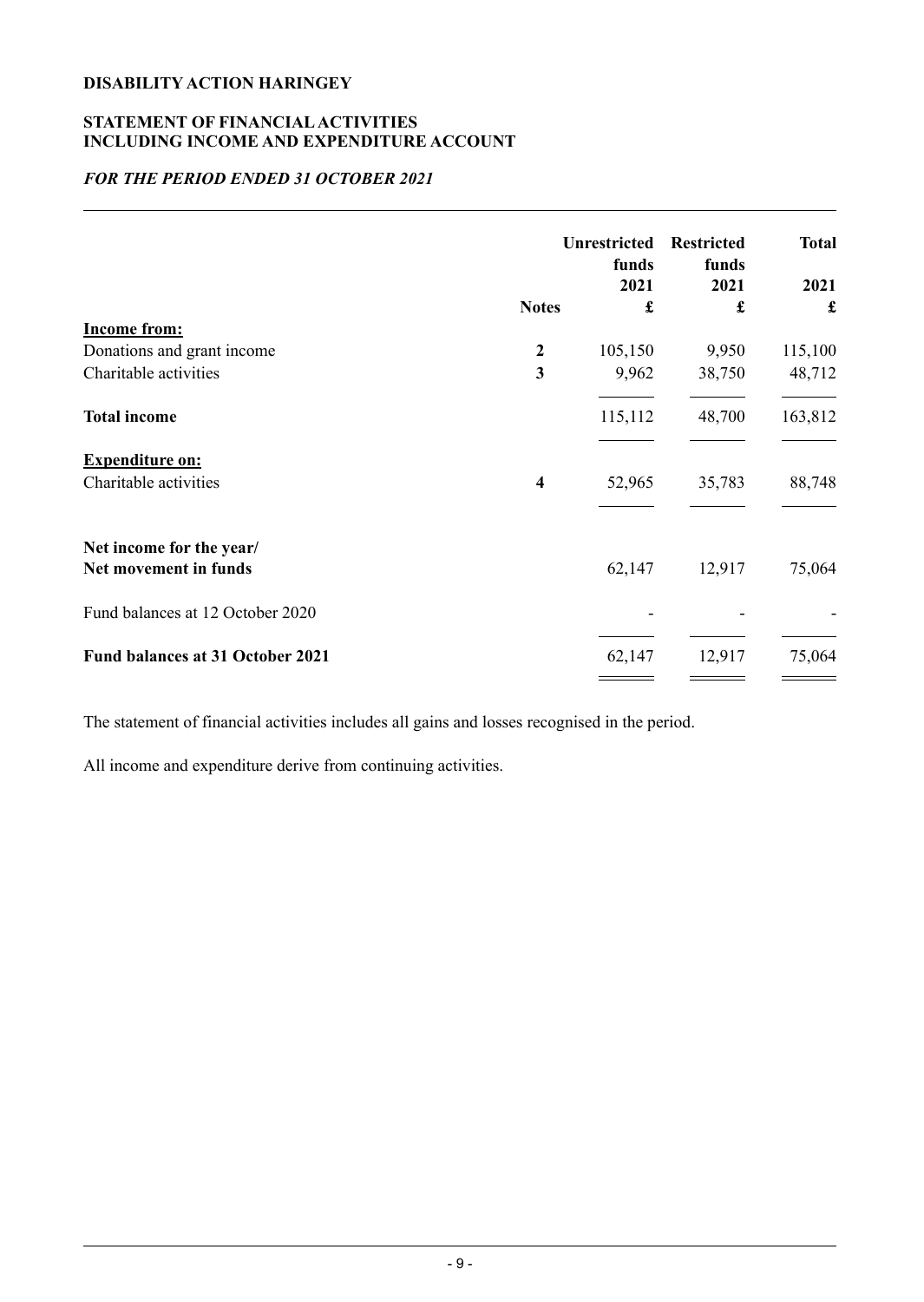**DISABILITY ACTION HARINGEY**

**STATEMENT OF FINANCIAL ACTIVITIES**
**INCLUDING INCOME AND EXPENDITURE ACCOUNT**

***FOR THE PERIOD ENDED 31 OCTOBER 2021***

| | Notes | Unrestricted funds 2021 £ | Restricted funds 2021 £ | Total 2021 £ |
|---|---|---|---|---|
| **Income from:** | | | | |
| Donations and grant income | **2** | 105,150 | 9,950 | 115,100 |
| Charitable activities | **3** | 9,962 | 38,750 | 48,712 |
| **Total income** | | 115,112 | 48,700 | 163,812 |
| **Expenditure on:** | | | | |
| Charitable activities | **4** | 52,965 | 35,783 | 88,748 |
| **Net income for the year/ Net movement in funds** | | 62,147 | 12,917 | 75,064 |
| Fund balances at 12 October 2020 | | - | - | - |
| **Fund balances at 31 October 2021** | | 62,147 | 12,917 | 75,064 |

The statement of financial activities includes all gains and losses recognised in the period.

All income and expenditure derive from continuing activities.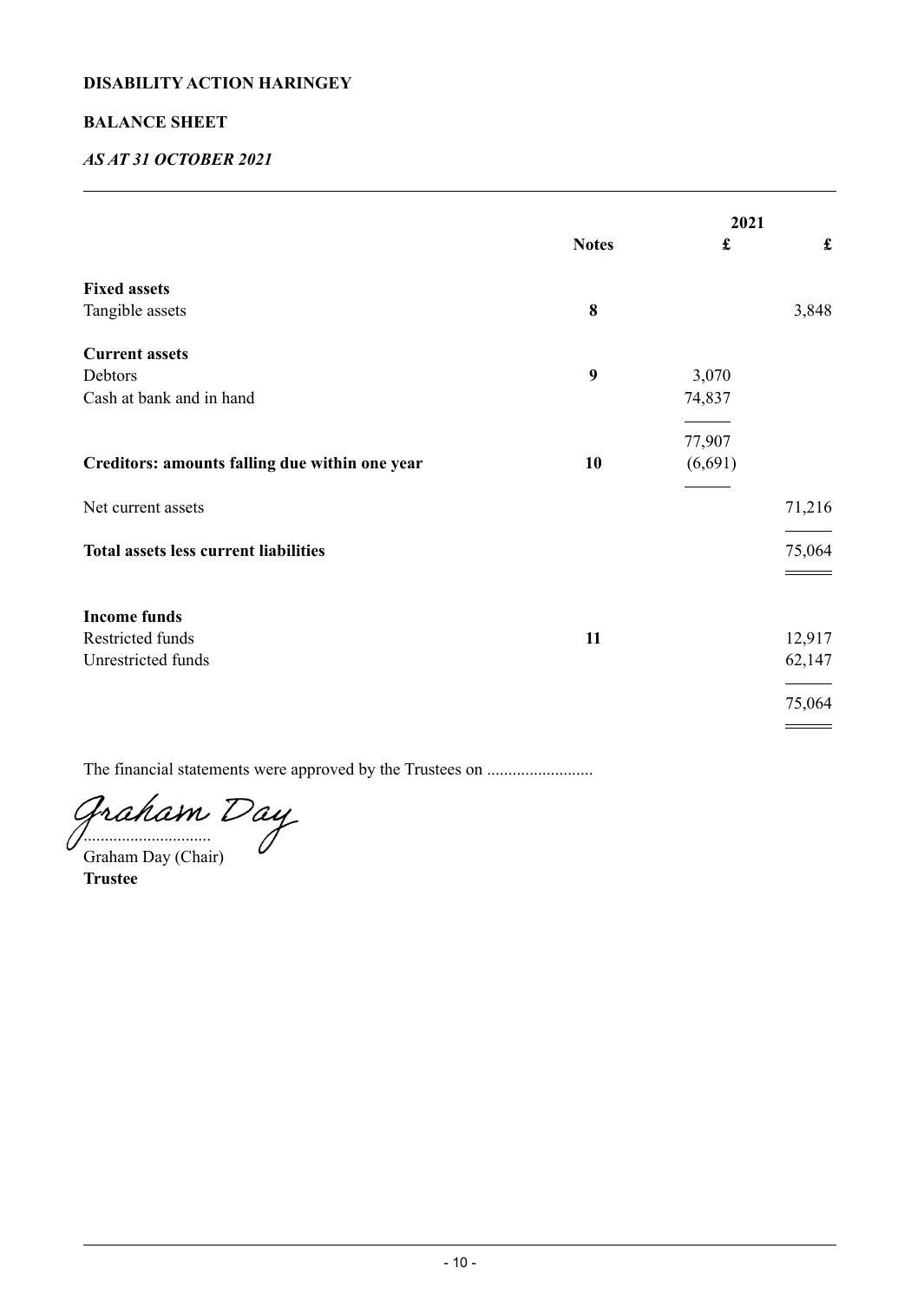**DISABILITY ACTION HARINGEY**

**BALANCE SHEET**

***AS AT 31 OCTOBER 2021***

| | Notes | 2021 £ | £ |
|---|---|---|---|
| **Fixed assets** | | | |
| Tangible assets | **8** | | 3,848 |
| **Current assets** | | | |
| Debtors | **9** | 3,070 | |
| Cash at bank and in hand | | 74,837 | |
| | | 77,907 | |
| **Creditors: amounts falling due within one year** | **10** | (6,691) | |
| Net current assets | | | 71,216 |
| **Total assets less current liabilities** | | | 75,064 |
| **Income funds** | | | |
| Restricted funds | **11** | | 12,917 |
| Unrestricted funds | | | 62,147 |
| | | | 75,064 |

The financial statements were approved by the Trustees on .........................

Graham Day
..............................
Graham Day (Chair)
**Trustee**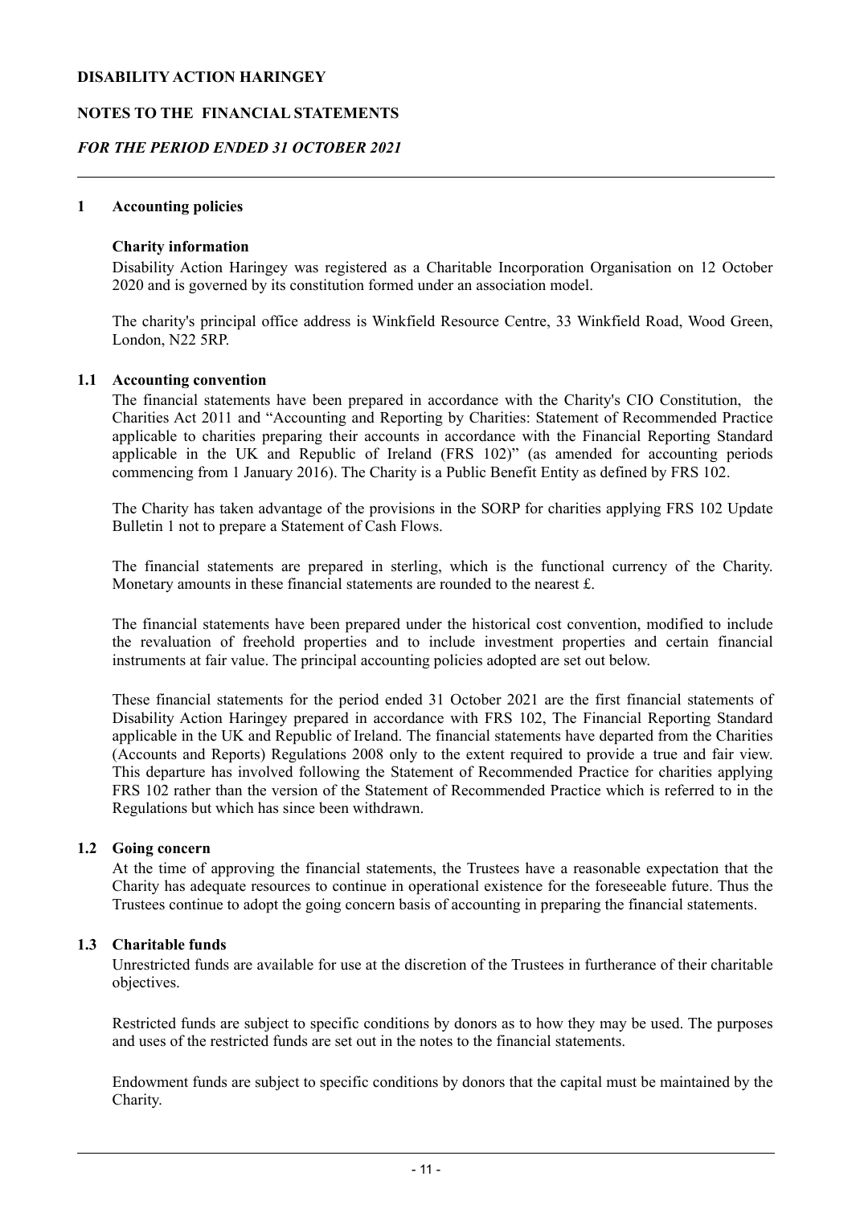**DISABILITY ACTION HARINGEY**

**NOTES TO THE FINANCIAL STATEMENTS**

***FOR THE PERIOD ENDED 31 OCTOBER 2021***

## 1 Accounting policies

### Charity information

Disability Action Haringey was registered as a Charitable Incorporation Organisation on 12 October 2020 and is governed by its constitution formed under an association model.

The charity's principal office address is Winkfield Resource Centre, 33 Winkfield Road, Wood Green, London, N22 5RP.

### 1.1 Accounting convention

The financial statements have been prepared in accordance with the Charity's CIO Constitution, the Charities Act 2011 and "Accounting and Reporting by Charities: Statement of Recommended Practice applicable to charities preparing their accounts in accordance with the Financial Reporting Standard applicable in the UK and Republic of Ireland (FRS 102)" (as amended for accounting periods commencing from 1 January 2016). The Charity is a Public Benefit Entity as defined by FRS 102.

The Charity has taken advantage of the provisions in the SORP for charities applying FRS 102 Update Bulletin 1 not to prepare a Statement of Cash Flows.

The financial statements are prepared in sterling, which is the functional currency of the Charity. Monetary amounts in these financial statements are rounded to the nearest £.

The financial statements have been prepared under the historical cost convention, modified to include the revaluation of freehold properties and to include investment properties and certain financial instruments at fair value. The principal accounting policies adopted are set out below.

These financial statements for the period ended 31 October 2021 are the first financial statements of Disability Action Haringey prepared in accordance with FRS 102, The Financial Reporting Standard applicable in the UK and Republic of Ireland. The financial statements have departed from the Charities (Accounts and Reports) Regulations 2008 only to the extent required to provide a true and fair view. This departure has involved following the Statement of Recommended Practice for charities applying FRS 102 rather than the version of the Statement of Recommended Practice which is referred to in the Regulations but which has since been withdrawn.

### 1.2 Going concern

At the time of approving the financial statements, the Trustees have a reasonable expectation that the Charity has adequate resources to continue in operational existence for the foreseeable future. Thus the Trustees continue to adopt the going concern basis of accounting in preparing the financial statements.

### 1.3 Charitable funds

Unrestricted funds are available for use at the discretion of the Trustees in furtherance of their charitable objectives.

Restricted funds are subject to specific conditions by donors as to how they may be used. The purposes and uses of the restricted funds are set out in the notes to the financial statements.

Endowment funds are subject to specific conditions by donors that the capital must be maintained by the Charity.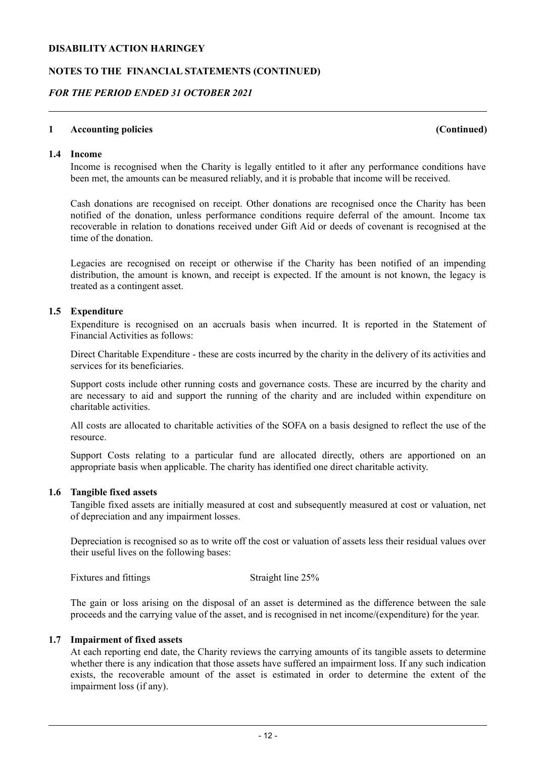# DISABILITY ACTION HARINGEY

## NOTES TO THE FINANCIAL STATEMENTS (CONTINUED)

*FOR THE PERIOD ENDED 31 OCTOBER 2021*

### 1 Accounting policies (Continued)

#### 1.4 Income

Income is recognised when the Charity is legally entitled to it after any performance conditions have been met, the amounts can be measured reliably, and it is probable that income will be received.

Cash donations are recognised on receipt. Other donations are recognised once the Charity has been notified of the donation, unless performance conditions require deferral of the amount. Income tax recoverable in relation to donations received under Gift Aid or deeds of covenant is recognised at the time of the donation.

Legacies are recognised on receipt or otherwise if the Charity has been notified of an impending distribution, the amount is known, and receipt is expected. If the amount is not known, the legacy is treated as a contingent asset.

#### 1.5 Expenditure

Expenditure is recognised on an accruals basis when incurred. It is reported in the Statement of Financial Activities as follows:

Direct Charitable Expenditure - these are costs incurred by the charity in the delivery of its activities and services for its beneficiaries.

Support costs include other running costs and governance costs. These are incurred by the charity and are necessary to aid and support the running of the charity and are included within expenditure on charitable activities.

All costs are allocated to charitable activities of the SOFA on a basis designed to reflect the use of the resource.

Support Costs relating to a particular fund are allocated directly, others are apportioned on an appropriate basis when applicable. The charity has identified one direct charitable activity.

#### 1.6 Tangible fixed assets

Tangible fixed assets are initially measured at cost and subsequently measured at cost or valuation, net of depreciation and any impairment losses.

Depreciation is recognised so as to write off the cost or valuation of assets less their residual values over their useful lives on the following bases:

| | |
|---|---|
| Fixtures and fittings | Straight line 25% |

The gain or loss arising on the disposal of an asset is determined as the difference between the sale proceeds and the carrying value of the asset, and is recognised in net income/(expenditure) for the year.

#### 1.7 Impairment of fixed assets

At each reporting end date, the Charity reviews the carrying amounts of its tangible assets to determine whether there is any indication that those assets have suffered an impairment loss. If any such indication exists, the recoverable amount of the asset is estimated in order to determine the extent of the impairment loss (if any).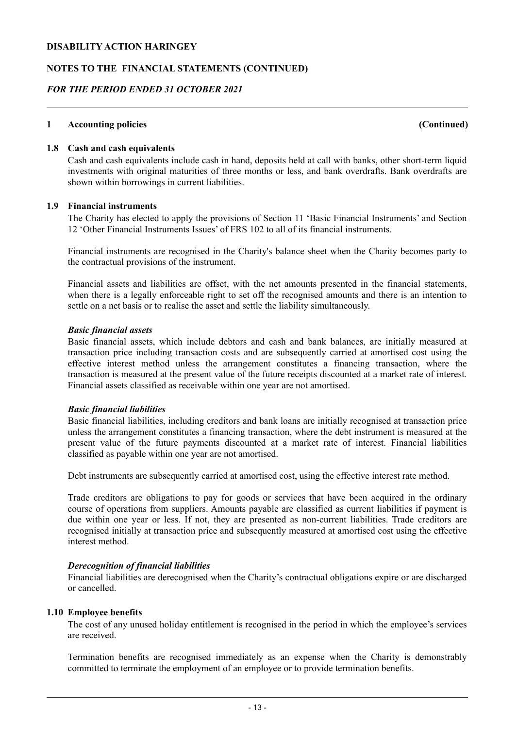**DISABILITY ACTION HARINGEY**

**NOTES TO THE FINANCIAL STATEMENTS (CONTINUED)**

***FOR THE PERIOD ENDED 31 OCTOBER 2021***

---

## 1 Accounting policies (Continued)

### 1.8 Cash and cash equivalents

Cash and cash equivalents include cash in hand, deposits held at call with banks, other short-term liquid investments with original maturities of three months or less, and bank overdrafts. Bank overdrafts are shown within borrowings in current liabilities.

### 1.9 Financial instruments

The Charity has elected to apply the provisions of Section 11 'Basic Financial Instruments' and Section 12 'Other Financial Instruments Issues' of FRS 102 to all of its financial instruments.

Financial instruments are recognised in the Charity's balance sheet when the Charity becomes party to the contractual provisions of the instrument.

Financial assets and liabilities are offset, with the net amounts presented in the financial statements, when there is a legally enforceable right to set off the recognised amounts and there is an intention to settle on a net basis or to realise the asset and settle the liability simultaneously.

***Basic financial assets***

Basic financial assets, which include debtors and cash and bank balances, are initially measured at transaction price including transaction costs and are subsequently carried at amortised cost using the effective interest method unless the arrangement constitutes a financing transaction, where the transaction is measured at the present value of the future receipts discounted at a market rate of interest. Financial assets classified as receivable within one year are not amortised.

***Basic financial liabilities***

Basic financial liabilities, including creditors and bank loans are initially recognised at transaction price unless the arrangement constitutes a financing transaction, where the debt instrument is measured at the present value of the future payments discounted at a market rate of interest. Financial liabilities classified as payable within one year are not amortised.

Debt instruments are subsequently carried at amortised cost, using the effective interest rate method.

Trade creditors are obligations to pay for goods or services that have been acquired in the ordinary course of operations from suppliers. Amounts payable are classified as current liabilities if payment is due within one year or less. If not, they are presented as non-current liabilities. Trade creditors are recognised initially at transaction price and subsequently measured at amortised cost using the effective interest method.

***Derecognition of financial liabilities***

Financial liabilities are derecognised when the Charity's contractual obligations expire or are discharged or cancelled.

### 1.10 Employee benefits

The cost of any unused holiday entitlement is recognised in the period in which the employee's services are received.

Termination benefits are recognised immediately as an expense when the Charity is demonstrably committed to terminate the employment of an employee or to provide termination benefits.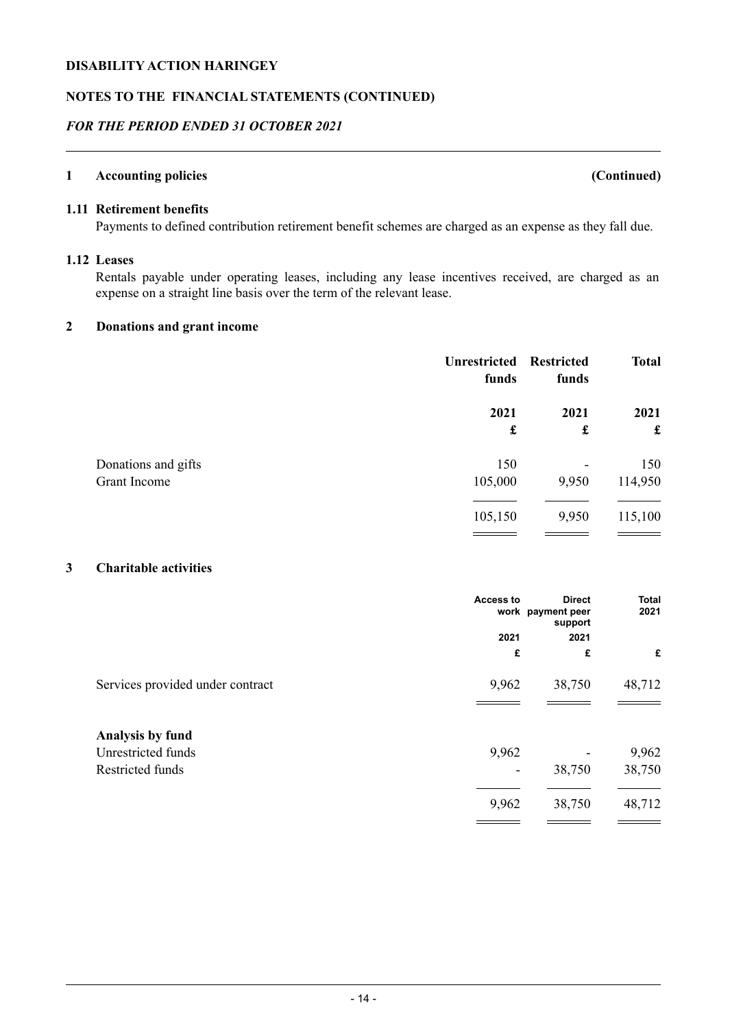## 1 Accounting policies (Continued)

### 1.11 Retirement benefits

Payments to defined contribution retirement benefit schemes are charged as an expense as they fall due.

### 1.12 Leases

Rentals payable under operating leases, including any lease incentives received, are charged as an expense on a straight line basis over the term of the relevant lease.

## 2 Donations and grant income

| | Unrestricted funds | Restricted funds | Total |
|---|---|---|---|
| | 2021 | 2021 | 2021 |
| | £ | £ | £ |
| Donations and gifts | 150 | - | 150 |
| Grant Income | 105,000 | 9,950 | 114,950 |
| | 105,150 | 9,950 | 115,100 |

## 3 Charitable activities

| | Access to work | Direct payment peer support | Total 2021 |
|---|---|---|---|
| | 2021 | 2021 | |
| | £ | £ | £ |
| Services provided under contract | 9,962 | 38,750 | 48,712 |
| **Analysis by fund** | | | |
| Unrestricted funds | 9,962 | - | 9,962 |
| Restricted funds | - | 38,750 | 38,750 |
| | 9,962 | 38,750 | 48,712 |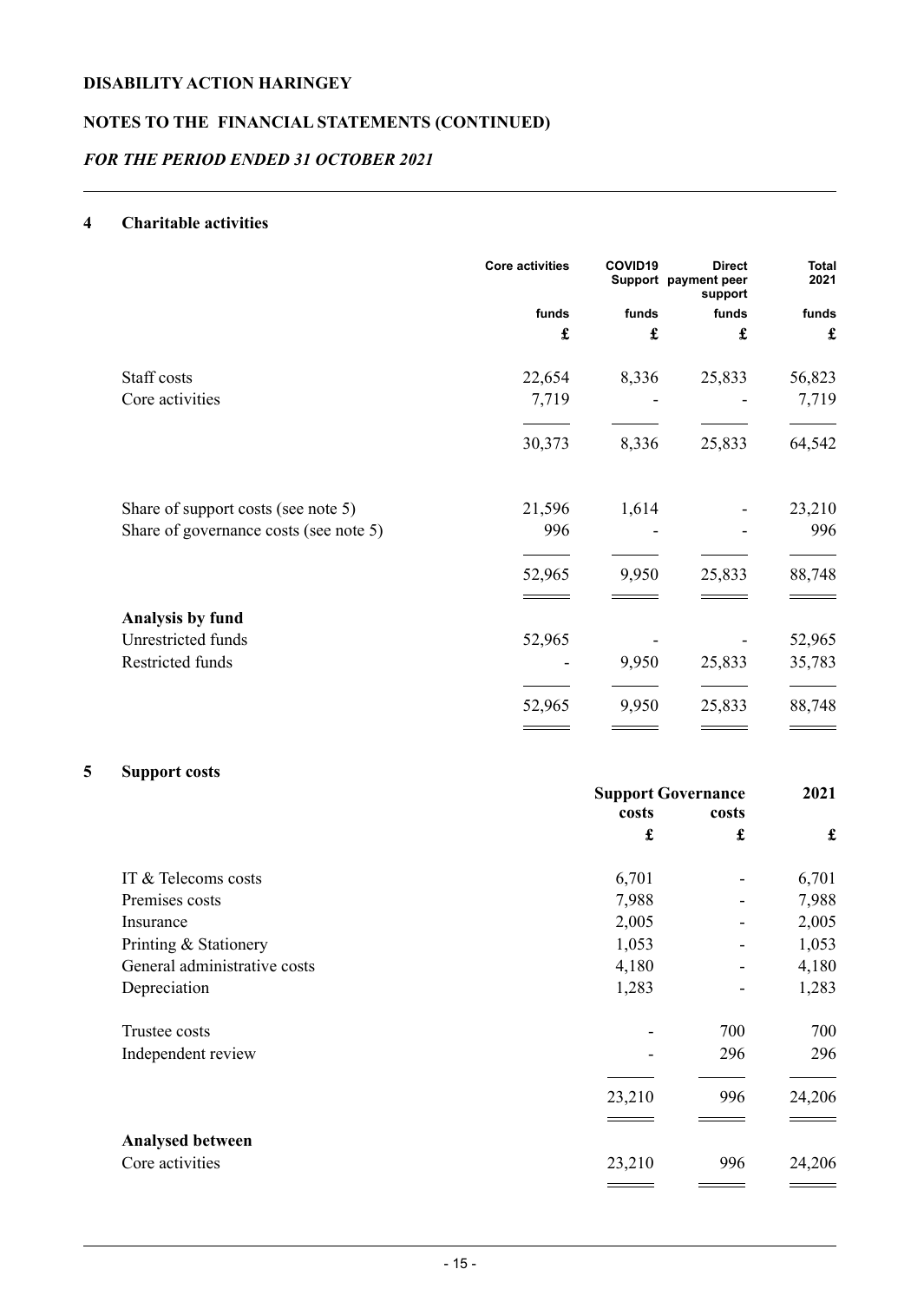## DISABILITY ACTION HARINGEY

## NOTES TO THE FINANCIAL STATEMENTS (CONTINUED)

*FOR THE PERIOD ENDED 31 OCTOBER 2021*

### 4 Charitable activities

| | Core activities | COVID19 Support | Direct payment peer support | Total 2021 |
|---|---|---|---|---|
| | funds | funds | funds | funds |
| | £ | £ | £ | £ |
| Staff costs | 22,654 | 8,336 | 25,833 | 56,823 |
| Core activities | 7,719 | - | - | 7,719 |
| | 30,373 | 8,336 | 25,833 | 64,542 |
| Share of support costs (see note 5) | 21,596 | 1,614 | - | 23,210 |
| Share of governance costs (see note 5) | 996 | - | - | 996 |
| | 52,965 | 9,950 | 25,833 | 88,748 |
| **Analysis by fund** | | | | |
| Unrestricted funds | 52,965 | - | - | 52,965 |
| Restricted funds | - | 9,950 | 25,833 | 35,783 |
| | 52,965 | 9,950 | 25,833 | 88,748 |

### 5 Support costs

| | Support costs | Governance costs | 2021 |
|---|---|---|---|
| | £ | £ | £ |
| IT & Telecoms costs | 6,701 | - | 6,701 |
| Premises costs | 7,988 | - | 7,988 |
| Insurance | 2,005 | - | 2,005 |
| Printing & Stationery | 1,053 | - | 1,053 |
| General administrative costs | 4,180 | - | 4,180 |
| Depreciation | 1,283 | - | 1,283 |
| Trustee costs | - | 700 | 700 |
| Independent review | - | 296 | 296 |
| | 23,210 | 996 | 24,206 |
| **Analysed between** | | | |
| Core activities | 23,210 | 996 | 24,206 |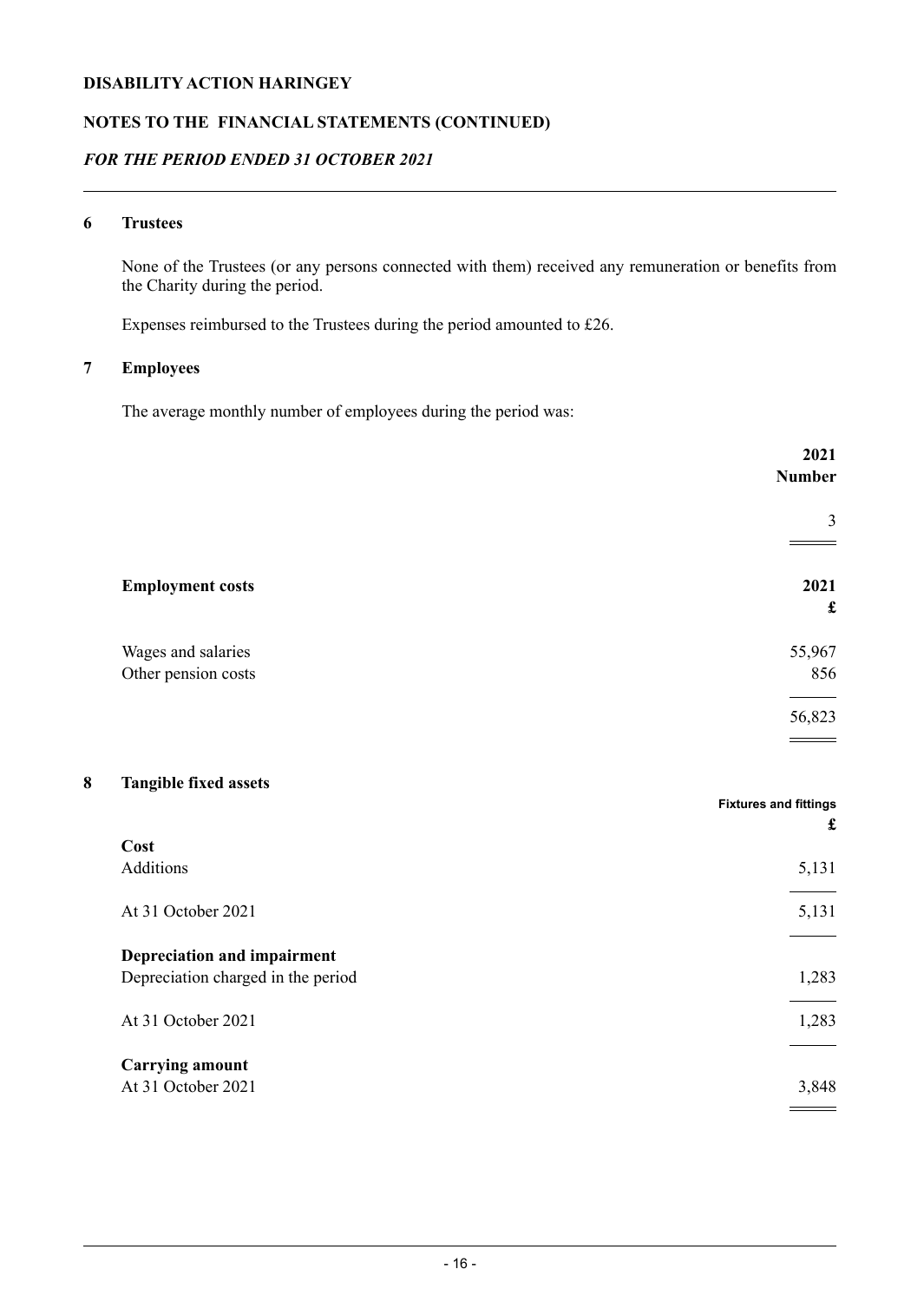## 6 Trustees

None of the Trustees (or any persons connected with them) received any remuneration or benefits from the Charity during the period.

Expenses reimbursed to the Trustees during the period amounted to £26.

## 7 Employees

The average monthly number of employees during the period was:

| | 2021 Number |
|---|---|
| | 3 |

| **Employment costs** | **2021 £** |
|---|---|
| Wages and salaries | 55,967 |
| Other pension costs | 856 |
| | 56,823 |

## 8 Tangible fixed assets

| | Fixtures and fittings £ |
|---|---|
| **Cost** | |
| Additions | 5,131 |
| At 31 October 2021 | 5,131 |
| **Depreciation and impairment** | |
| Depreciation charged in the period | 1,283 |
| At 31 October 2021 | 1,283 |
| **Carrying amount** | |
| At 31 October 2021 | 3,848 |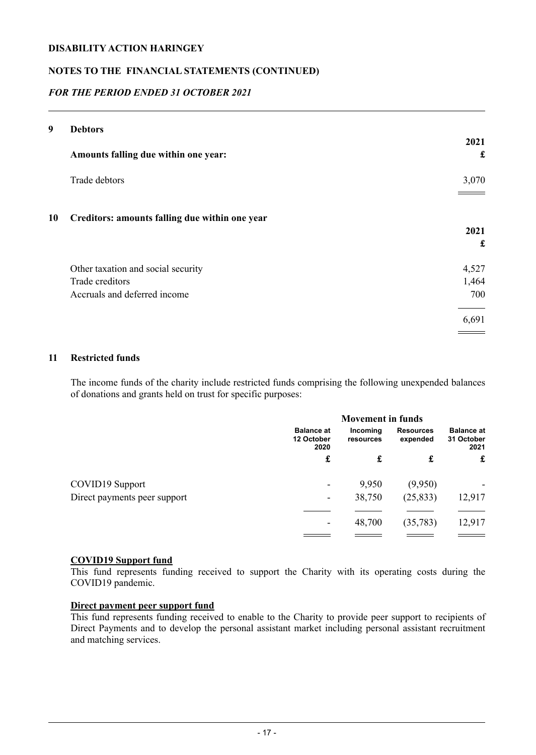**DISABILITY ACTION HARINGEY**

**NOTES TO THE FINANCIAL STATEMENTS (CONTINUED)**

***FOR THE PERIOD ENDED 31 OCTOBER 2021***

## 9 Debtors

| | 2021 |
|---|---|
| **Amounts falling due within one year:** | **£** |
| Trade debtors | 3,070 |

## 10 Creditors: amounts falling due within one year

| | 2021 |
|---|---|
| | **£** |
| Other taxation and social security | 4,527 |
| Trade creditors | 1,464 |
| Accruals and deferred income | 700 |
| | 6,691 |

## 11 Restricted funds

The income funds of the charity include restricted funds comprising the following unexpended balances of donations and grants held on trust for specific purposes:

| | Movement in funds | | | |
|---|---|---|---|---|
| | Balance at 12 October 2020 | Incoming resources | Resources expended | Balance at 31 October 2021 |
| | £ | £ | £ | £ |
| COVID19 Support | - | 9,950 | (9,950) | - |
| Direct payments peer support | - | 38,750 | (25,833) | 12,917 |
| | - | 48,700 | (35,783) | 12,917 |

**COVID19 Support fund**
This fund represents funding received to support the Charity with its operating costs during the COVID19 pandemic.

**Direct payment peer support fund**
This fund represents funding received to enable to the Charity to provide peer support to recipients of Direct Payments and to develop the personal assistant market including personal assistant recruitment and matching services.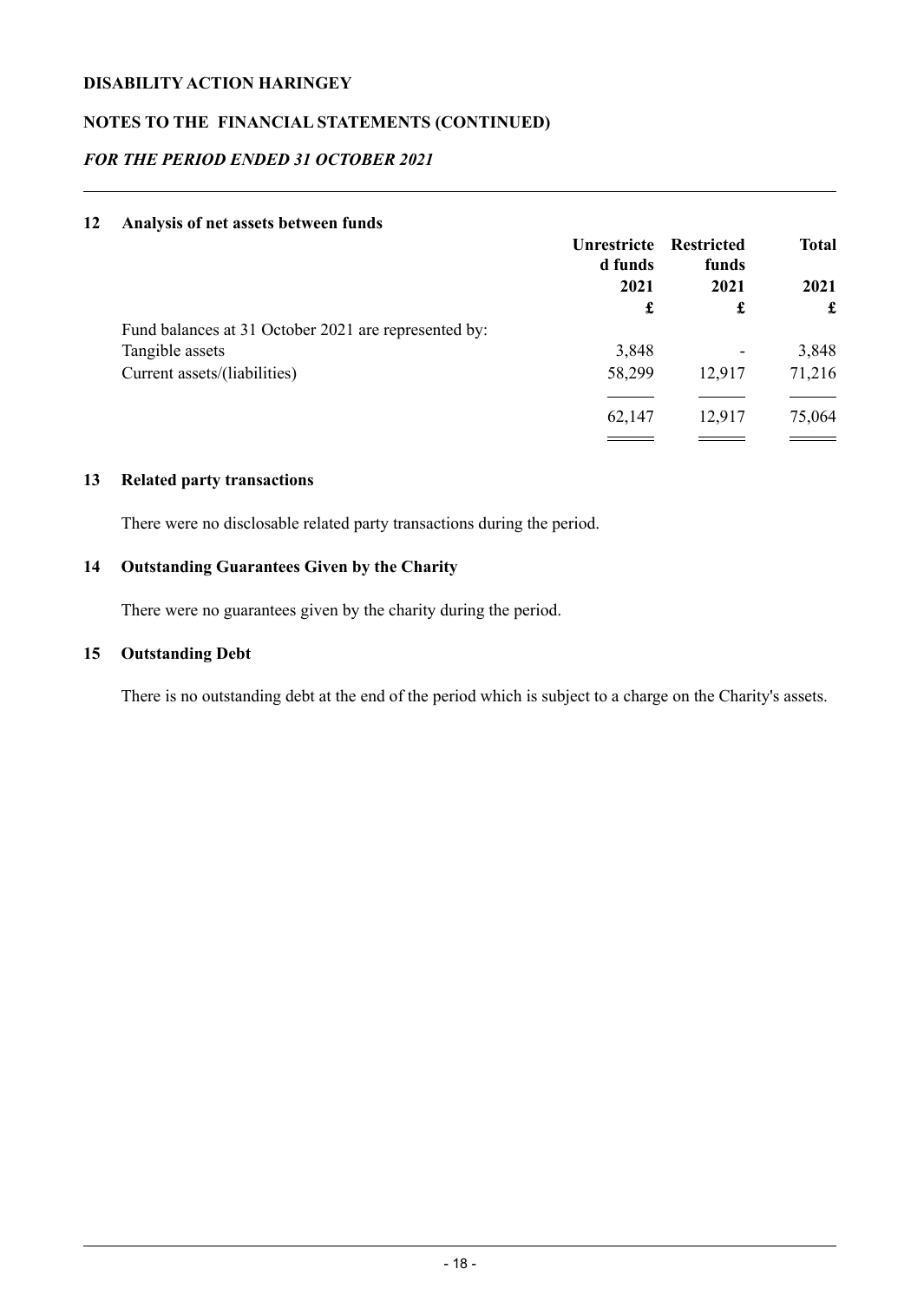**DISABILITY ACTION HARINGEY**

**NOTES TO THE FINANCIAL STATEMENTS (CONTINUED)**

***FOR THE PERIOD ENDED 31 OCTOBER 2021***

## 12 Analysis of net assets between funds

| | Unrestricted funds | Restricted funds | Total |
|---|---|---|---|
| | 2021 | 2021 | 2021 |
| | £ | £ | £ |
| Fund balances at 31 October 2021 are represented by: | | | |
| Tangible assets | 3,848 | - | 3,848 |
| Current assets/(liabilities) | 58,299 | 12,917 | 71,216 |
| | 62,147 | 12,917 | 75,064 |

## 13 Related party transactions

There were no disclosable related party transactions during the period.

## 14 Outstanding Guarantees Given by the Charity

There were no guarantees given by the charity during the period.

## 15 Outstanding Debt

There is no outstanding debt at the end of the period which is subject to a charge on the Charity's assets.